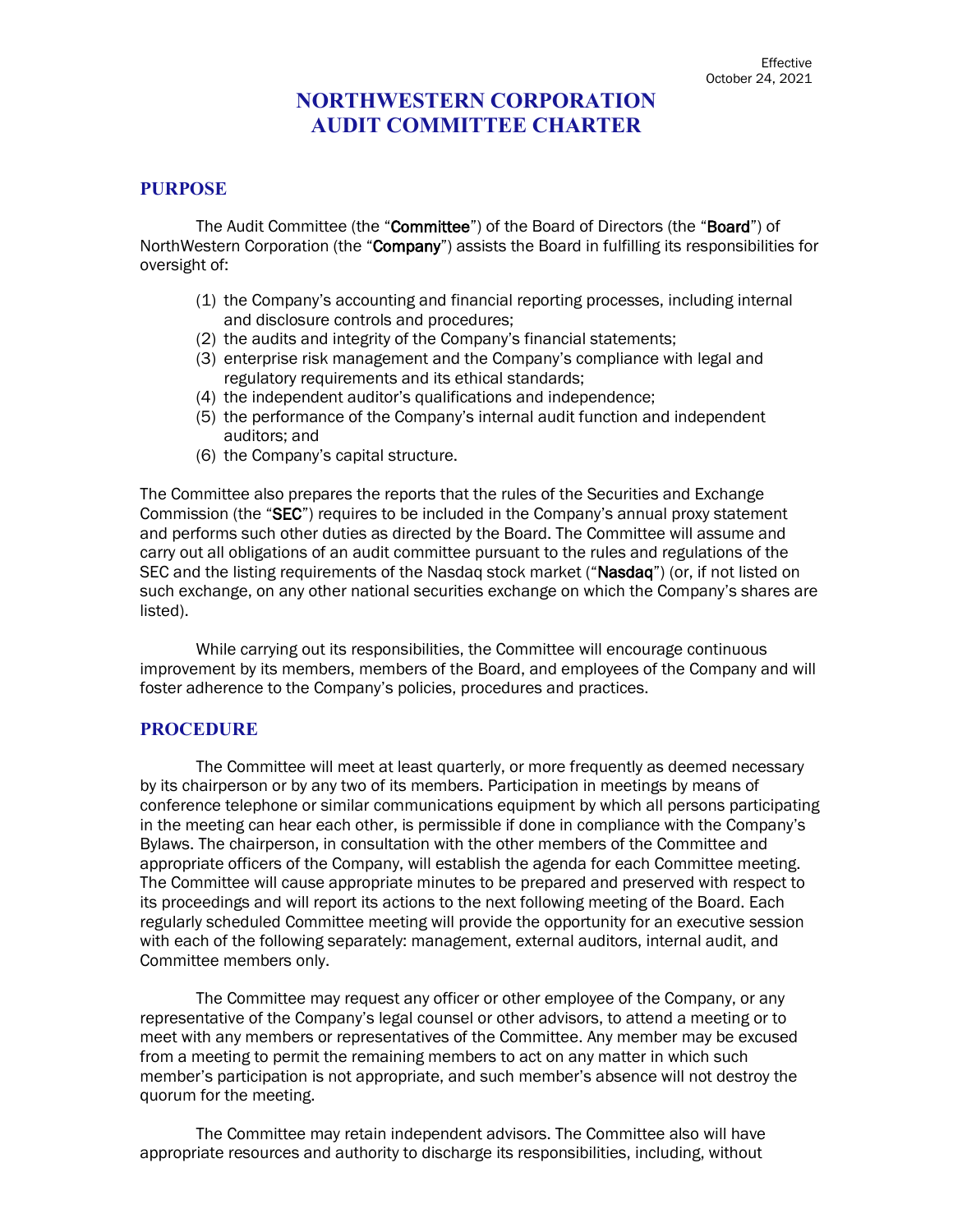Effective
October 24, 2021

# NORTHWESTERN CORPORATION
# AUDIT COMMITTEE CHARTER

## PURPOSE

The Audit Committee (the "**Committee**") of the Board of Directors (the "**Board**") of NorthWestern Corporation (the "**Company**") assists the Board in fulfilling its responsibilities for oversight of:

(1) the Company's accounting and financial reporting processes, including internal and disclosure controls and procedures;
(2) the audits and integrity of the Company's financial statements;
(3) enterprise risk management and the Company's compliance with legal and regulatory requirements and its ethical standards;
(4) the independent auditor's qualifications and independence;
(5) the performance of the Company's internal audit function and independent auditors; and
(6) the Company's capital structure.

The Committee also prepares the reports that the rules of the Securities and Exchange Commission (the "**SEC**") requires to be included in the Company's annual proxy statement and performs such other duties as directed by the Board. The Committee will assume and carry out all obligations of an audit committee pursuant to the rules and regulations of the SEC and the listing requirements of the Nasdaq stock market ("**Nasdaq**") (or, if not listed on such exchange, on any other national securities exchange on which the Company's shares are listed).

While carrying out its responsibilities, the Committee will encourage continuous improvement by its members, members of the Board, and employees of the Company and will foster adherence to the Company's policies, procedures and practices.

## PROCEDURE

The Committee will meet at least quarterly, or more frequently as deemed necessary by its chairperson or by any two of its members. Participation in meetings by means of conference telephone or similar communications equipment by which all persons participating in the meeting can hear each other, is permissible if done in compliance with the Company's Bylaws. The chairperson, in consultation with the other members of the Committee and appropriate officers of the Company, will establish the agenda for each Committee meeting. The Committee will cause appropriate minutes to be prepared and preserved with respect to its proceedings and will report its actions to the next following meeting of the Board. Each regularly scheduled Committee meeting will provide the opportunity for an executive session with each of the following separately: management, external auditors, internal audit, and Committee members only.

The Committee may request any officer or other employee of the Company, or any representative of the Company's legal counsel or other advisors, to attend a meeting or to meet with any members or representatives of the Committee. Any member may be excused from a meeting to permit the remaining members to act on any matter in which such member's participation is not appropriate, and such member's absence will not destroy the quorum for the meeting.

The Committee may retain independent advisors. The Committee also will have appropriate resources and authority to discharge its responsibilities, including, without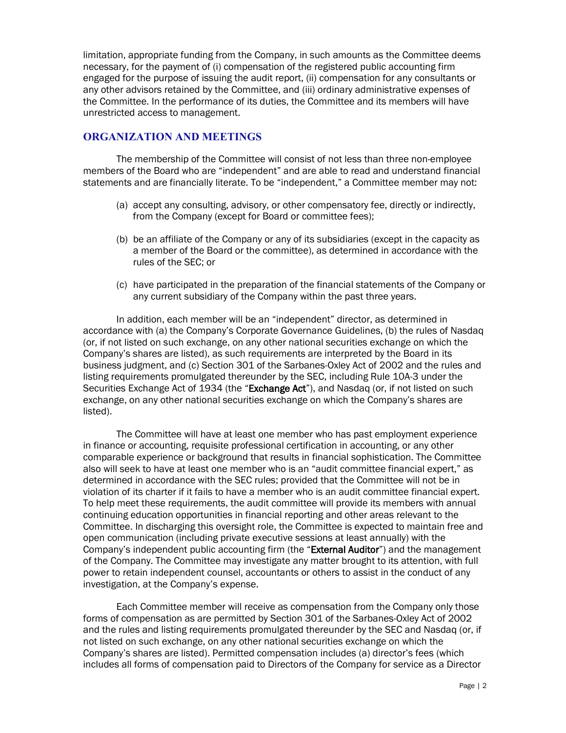limitation, appropriate funding from the Company, in such amounts as the Committee deems necessary, for the payment of (i) compensation of the registered public accounting firm engaged for the purpose of issuing the audit report, (ii) compensation for any consultants or any other advisors retained by the Committee, and (iii) ordinary administrative expenses of the Committee. In the performance of its duties, the Committee and its members will have unrestricted access to management.

## ORGANIZATION AND MEETINGS

The membership of the Committee will consist of not less than three non-employee members of the Board who are "independent" and are able to read and understand financial statements and are financially literate. To be "independent," a Committee member may not:

(a) accept any consulting, advisory, or other compensatory fee, directly or indirectly, from the Company (except for Board or committee fees);

(b) be an affiliate of the Company or any of its subsidiaries (except in the capacity as a member of the Board or the committee), as determined in accordance with the rules of the SEC; or

(c) have participated in the preparation of the financial statements of the Company or any current subsidiary of the Company within the past three years.

In addition, each member will be an "independent" director, as determined in accordance with (a) the Company's Corporate Governance Guidelines, (b) the rules of Nasdaq (or, if not listed on such exchange, on any other national securities exchange on which the Company's shares are listed), as such requirements are interpreted by the Board in its business judgment, and (c) Section 301 of the Sarbanes-Oxley Act of 2002 and the rules and listing requirements promulgated thereunder by the SEC, including Rule 10A-3 under the Securities Exchange Act of 1934 (the "**Exchange Act**"), and Nasdaq (or, if not listed on such exchange, on any other national securities exchange on which the Company's shares are listed).

The Committee will have at least one member who has past employment experience in finance or accounting, requisite professional certification in accounting, or any other comparable experience or background that results in financial sophistication. The Committee also will seek to have at least one member who is an "audit committee financial expert," as determined in accordance with the SEC rules; provided that the Committee will not be in violation of its charter if it fails to have a member who is an audit committee financial expert. To help meet these requirements, the audit committee will provide its members with annual continuing education opportunities in financial reporting and other areas relevant to the Committee. In discharging this oversight role, the Committee is expected to maintain free and open communication (including private executive sessions at least annually) with the Company's independent public accounting firm (the "**External Auditor**") and the management of the Company. The Committee may investigate any matter brought to its attention, with full power to retain independent counsel, accountants or others to assist in the conduct of any investigation, at the Company's expense.

Each Committee member will receive as compensation from the Company only those forms of compensation as are permitted by Section 301 of the Sarbanes-Oxley Act of 2002 and the rules and listing requirements promulgated thereunder by the SEC and Nasdaq (or, if not listed on such exchange, on any other national securities exchange on which the Company's shares are listed). Permitted compensation includes (a) director's fees (which includes all forms of compensation paid to Directors of the Company for service as a Director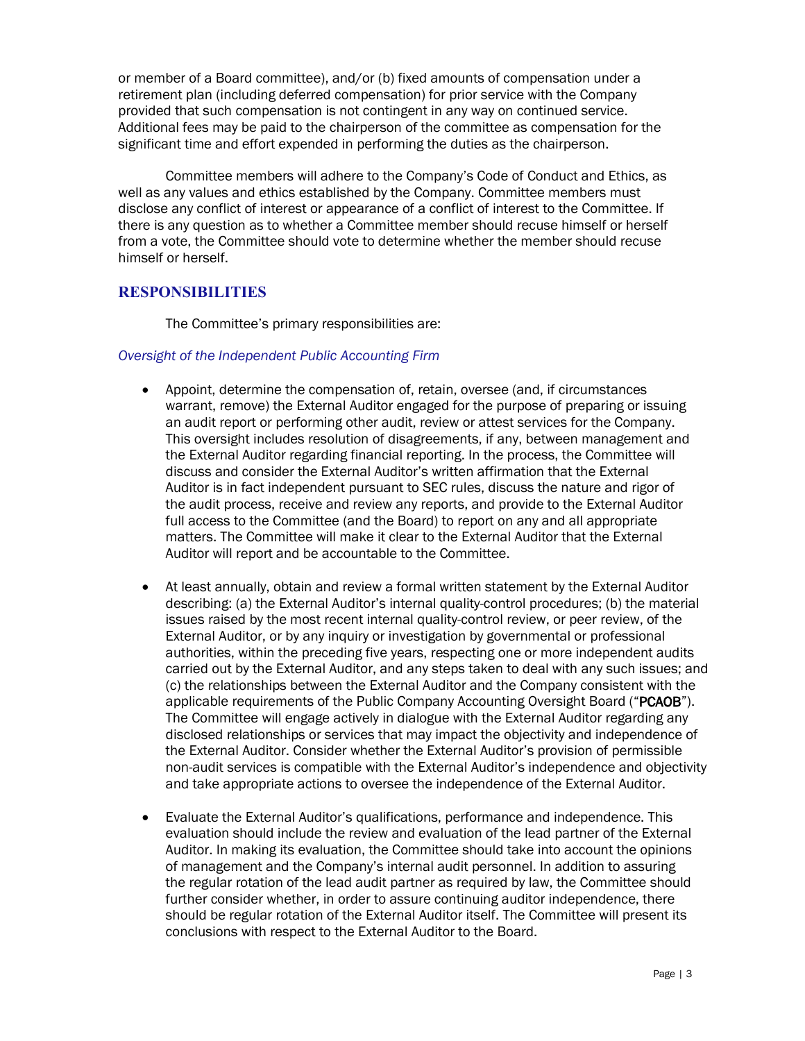or member of a Board committee), and/or (b) fixed amounts of compensation under a retirement plan (including deferred compensation) for prior service with the Company provided that such compensation is not contingent in any way on continued service. Additional fees may be paid to the chairperson of the committee as compensation for the significant time and effort expended in performing the duties as the chairperson.

Committee members will adhere to the Company's Code of Conduct and Ethics, as well as any values and ethics established by the Company. Committee members must disclose any conflict of interest or appearance of a conflict of interest to the Committee. If there is any question as to whether a Committee member should recuse himself or herself from a vote, the Committee should vote to determine whether the member should recuse himself or herself.

## RESPONSIBILITIES

The Committee's primary responsibilities are:

*Oversight of the Independent Public Accounting Firm*

- Appoint, determine the compensation of, retain, oversee (and, if circumstances warrant, remove) the External Auditor engaged for the purpose of preparing or issuing an audit report or performing other audit, review or attest services for the Company. This oversight includes resolution of disagreements, if any, between management and the External Auditor regarding financial reporting. In the process, the Committee will discuss and consider the External Auditor's written affirmation that the External Auditor is in fact independent pursuant to SEC rules, discuss the nature and rigor of the audit process, receive and review any reports, and provide to the External Auditor full access to the Committee (and the Board) to report on any and all appropriate matters. The Committee will make it clear to the External Auditor that the External Auditor will report and be accountable to the Committee.

- At least annually, obtain and review a formal written statement by the External Auditor describing: (a) the External Auditor's internal quality-control procedures; (b) the material issues raised by the most recent internal quality-control review, or peer review, of the External Auditor, or by any inquiry or investigation by governmental or professional authorities, within the preceding five years, respecting one or more independent audits carried out by the External Auditor, and any steps taken to deal with any such issues; and (c) the relationships between the External Auditor and the Company consistent with the applicable requirements of the Public Company Accounting Oversight Board ("**PCAOB**"). The Committee will engage actively in dialogue with the External Auditor regarding any disclosed relationships or services that may impact the objectivity and independence of the External Auditor. Consider whether the External Auditor's provision of permissible non-audit services is compatible with the External Auditor's independence and objectivity and take appropriate actions to oversee the independence of the External Auditor.

- Evaluate the External Auditor's qualifications, performance and independence. This evaluation should include the review and evaluation of the lead partner of the External Auditor. In making its evaluation, the Committee should take into account the opinions of management and the Company's internal audit personnel. In addition to assuring the regular rotation of the lead audit partner as required by law, the Committee should further consider whether, in order to assure continuing auditor independence, there should be regular rotation of the External Auditor itself. The Committee will present its conclusions with respect to the External Auditor to the Board.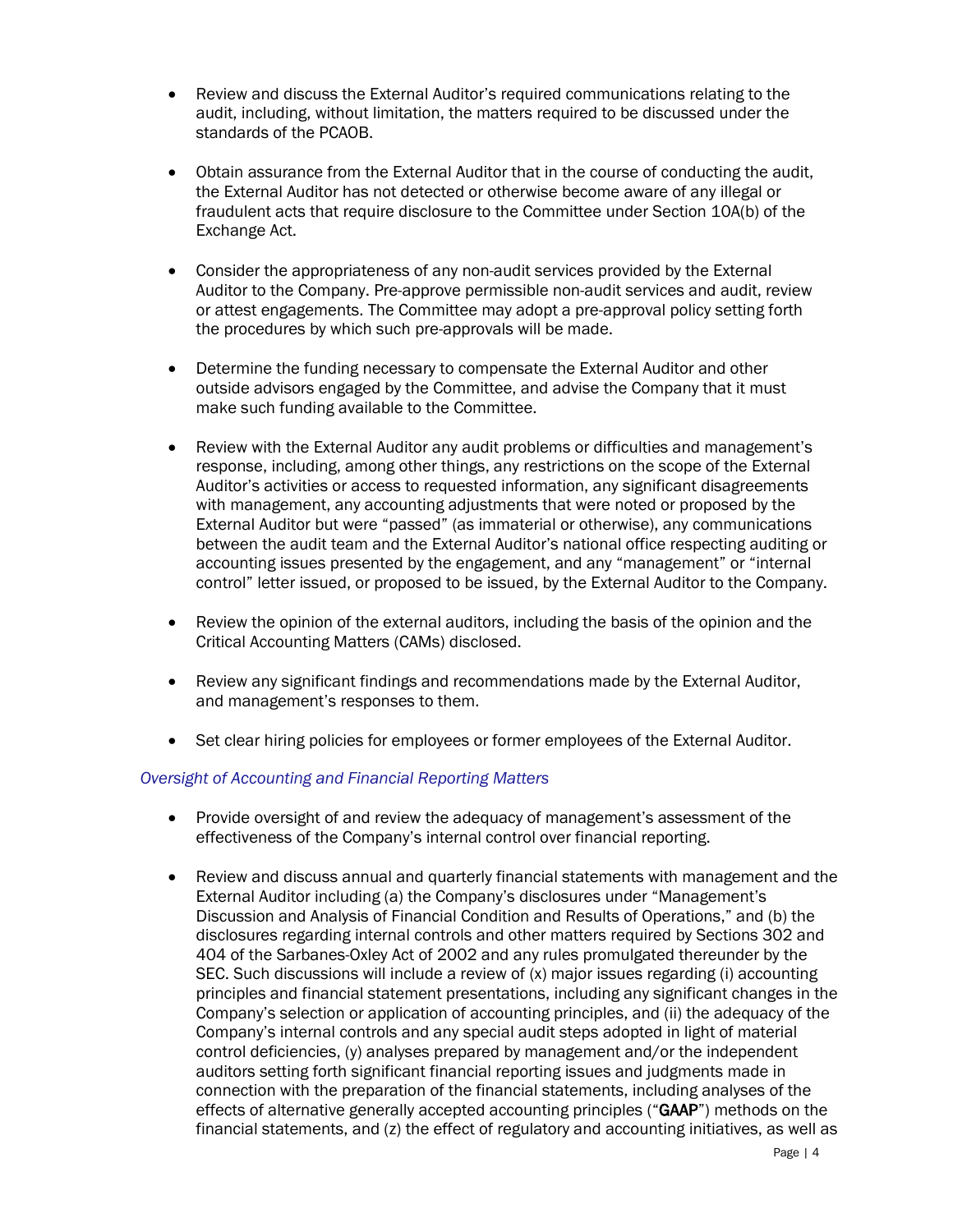- Review and discuss the External Auditor's required communications relating to the audit, including, without limitation, the matters required to be discussed under the standards of the PCAOB.

- Obtain assurance from the External Auditor that in the course of conducting the audit, the External Auditor has not detected or otherwise become aware of any illegal or fraudulent acts that require disclosure to the Committee under Section 10A(b) of the Exchange Act.

- Consider the appropriateness of any non-audit services provided by the External Auditor to the Company. Pre-approve permissible non-audit services and audit, review or attest engagements. The Committee may adopt a pre-approval policy setting forth the procedures by which such pre-approvals will be made.

- Determine the funding necessary to compensate the External Auditor and other outside advisors engaged by the Committee, and advise the Company that it must make such funding available to the Committee.

- Review with the External Auditor any audit problems or difficulties and management's response, including, among other things, any restrictions on the scope of the External Auditor's activities or access to requested information, any significant disagreements with management, any accounting adjustments that were noted or proposed by the External Auditor but were "passed" (as immaterial or otherwise), any communications between the audit team and the External Auditor's national office respecting auditing or accounting issues presented by the engagement, and any "management" or "internal control" letter issued, or proposed to be issued, by the External Auditor to the Company.

- Review the opinion of the external auditors, including the basis of the opinion and the Critical Accounting Matters (CAMs) disclosed.

- Review any significant findings and recommendations made by the External Auditor, and management's responses to them.

- Set clear hiring policies for employees or former employees of the External Auditor.

*Oversight of Accounting and Financial Reporting Matters*

- Provide oversight of and review the adequacy of management's assessment of the effectiveness of the Company's internal control over financial reporting.

- Review and discuss annual and quarterly financial statements with management and the External Auditor including (a) the Company's disclosures under "Management's Discussion and Analysis of Financial Condition and Results of Operations," and (b) the disclosures regarding internal controls and other matters required by Sections 302 and 404 of the Sarbanes-Oxley Act of 2002 and any rules promulgated thereunder by the SEC. Such discussions will include a review of (x) major issues regarding (i) accounting principles and financial statement presentations, including any significant changes in the Company's selection or application of accounting principles, and (ii) the adequacy of the Company's internal controls and any special audit steps adopted in light of material control deficiencies, (y) analyses prepared by management and/or the independent auditors setting forth significant financial reporting issues and judgments made in connection with the preparation of the financial statements, including analyses of the effects of alternative generally accepted accounting principles ("**GAAP**") methods on the financial statements, and (z) the effect of regulatory and accounting initiatives, as well as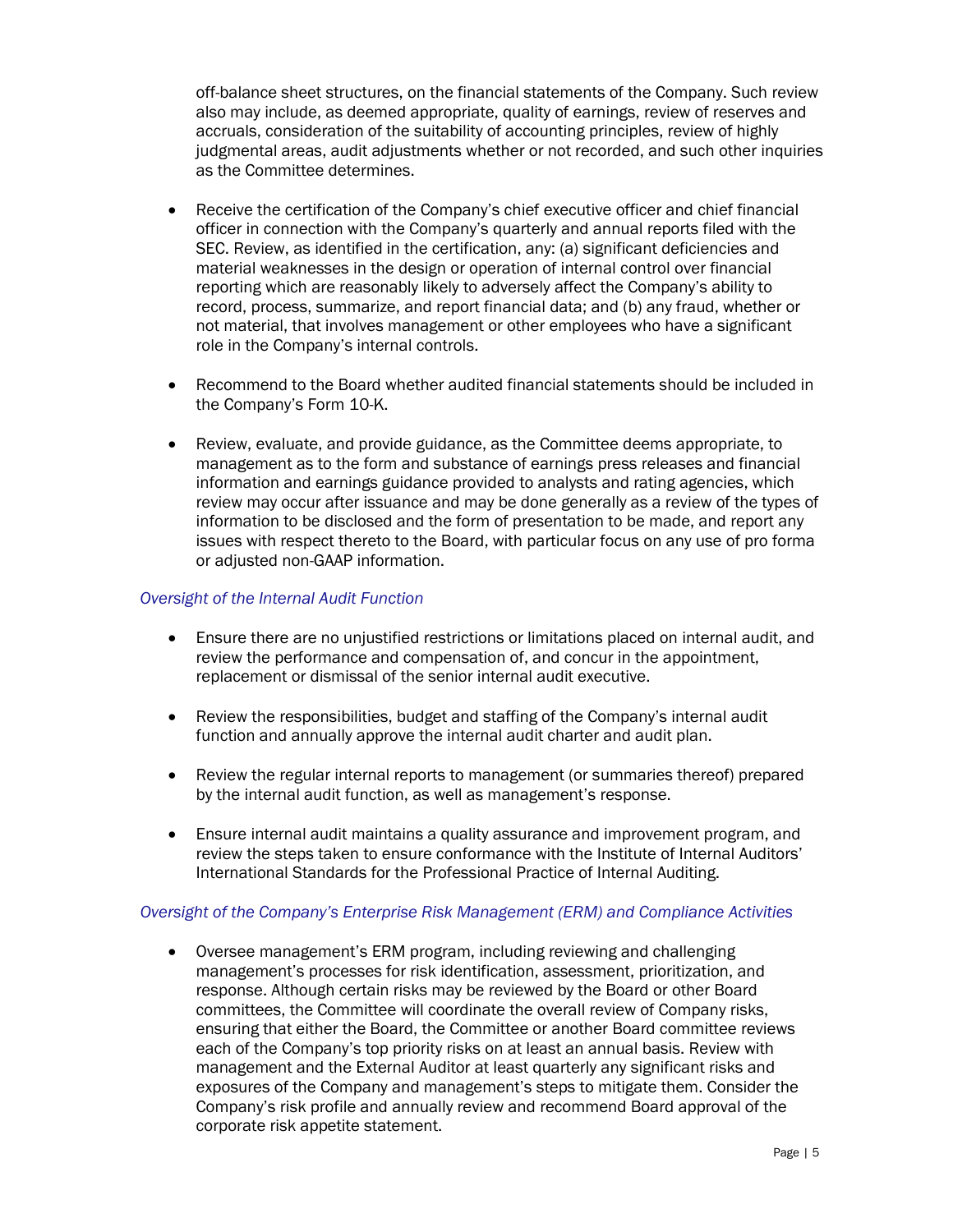off-balance sheet structures, on the financial statements of the Company. Such review also may include, as deemed appropriate, quality of earnings, review of reserves and accruals, consideration of the suitability of accounting principles, review of highly judgmental areas, audit adjustments whether or not recorded, and such other inquiries as the Committee determines.

- Receive the certification of the Company's chief executive officer and chief financial officer in connection with the Company's quarterly and annual reports filed with the SEC. Review, as identified in the certification, any: (a) significant deficiencies and material weaknesses in the design or operation of internal control over financial reporting which are reasonably likely to adversely affect the Company's ability to record, process, summarize, and report financial data; and (b) any fraud, whether or not material, that involves management or other employees who have a significant role in the Company's internal controls.

- Recommend to the Board whether audited financial statements should be included in the Company's Form 10-K.

- Review, evaluate, and provide guidance, as the Committee deems appropriate, to management as to the form and substance of earnings press releases and financial information and earnings guidance provided to analysts and rating agencies, which review may occur after issuance and may be done generally as a review of the types of information to be disclosed and the form of presentation to be made, and report any issues with respect thereto to the Board, with particular focus on any use of pro forma or adjusted non-GAAP information.

*Oversight of the Internal Audit Function*

- Ensure there are no unjustified restrictions or limitations placed on internal audit, and review the performance and compensation of, and concur in the appointment, replacement or dismissal of the senior internal audit executive.

- Review the responsibilities, budget and staffing of the Company's internal audit function and annually approve the internal audit charter and audit plan.

- Review the regular internal reports to management (or summaries thereof) prepared by the internal audit function, as well as management's response.

- Ensure internal audit maintains a quality assurance and improvement program, and review the steps taken to ensure conformance with the Institute of Internal Auditors' International Standards for the Professional Practice of Internal Auditing.

*Oversight of the Company's Enterprise Risk Management (ERM) and Compliance Activities*

- Oversee management's ERM program, including reviewing and challenging management's processes for risk identification, assessment, prioritization, and response. Although certain risks may be reviewed by the Board or other Board committees, the Committee will coordinate the overall review of Company risks, ensuring that either the Board, the Committee or another Board committee reviews each of the Company's top priority risks on at least an annual basis. Review with management and the External Auditor at least quarterly any significant risks and exposures of the Company and management's steps to mitigate them. Consider the Company's risk profile and annually review and recommend Board approval of the corporate risk appetite statement.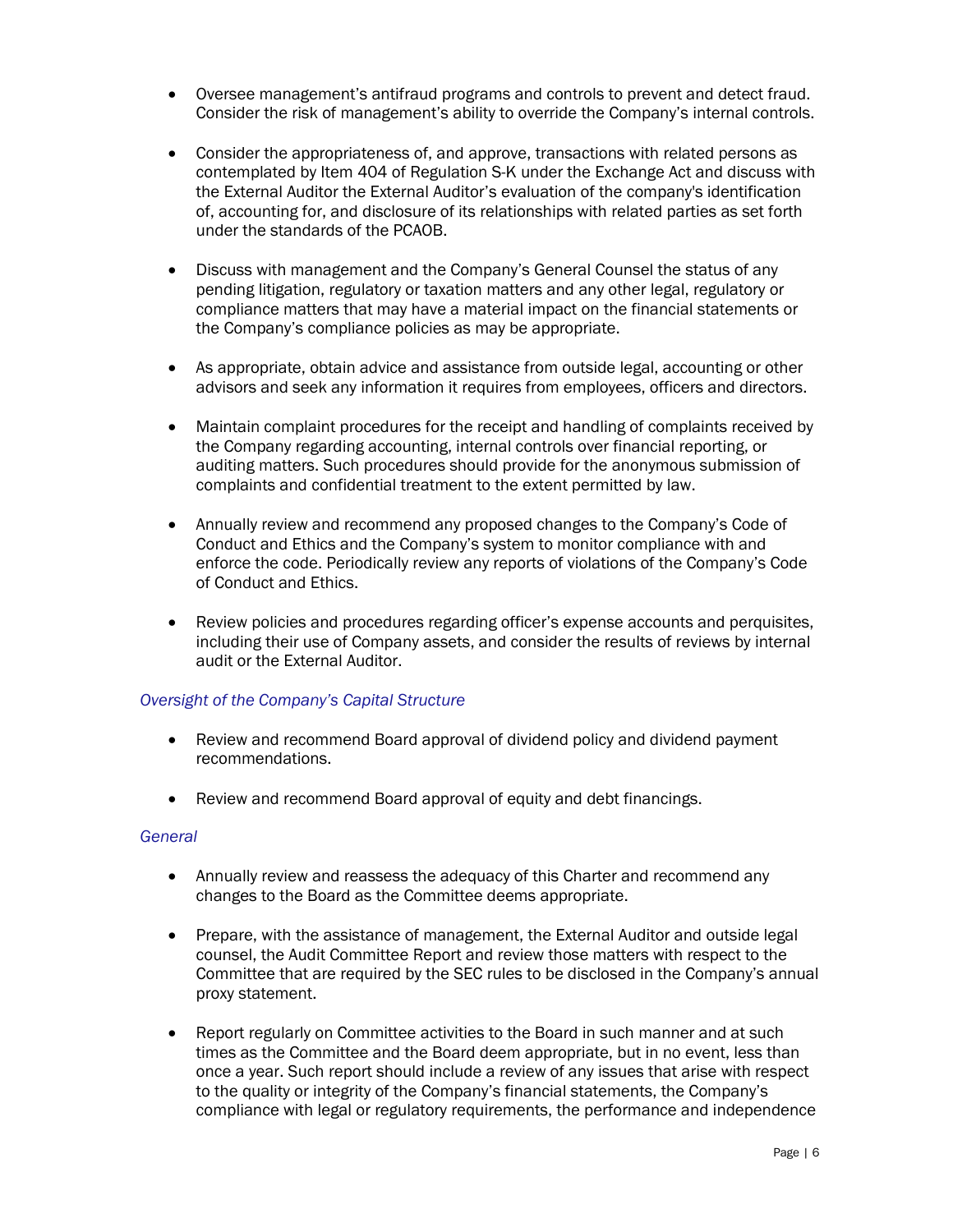- Oversee management's antifraud programs and controls to prevent and detect fraud. Consider the risk of management's ability to override the Company's internal controls.

- Consider the appropriateness of, and approve, transactions with related persons as contemplated by Item 404 of Regulation S-K under the Exchange Act and discuss with the External Auditor the External Auditor's evaluation of the company's identification of, accounting for, and disclosure of its relationships with related parties as set forth under the standards of the PCAOB.

- Discuss with management and the Company's General Counsel the status of any pending litigation, regulatory or taxation matters and any other legal, regulatory or compliance matters that may have a material impact on the financial statements or the Company's compliance policies as may be appropriate.

- As appropriate, obtain advice and assistance from outside legal, accounting or other advisors and seek any information it requires from employees, officers and directors.

- Maintain complaint procedures for the receipt and handling of complaints received by the Company regarding accounting, internal controls over financial reporting, or auditing matters. Such procedures should provide for the anonymous submission of complaints and confidential treatment to the extent permitted by law.

- Annually review and recommend any proposed changes to the Company's Code of Conduct and Ethics and the Company's system to monitor compliance with and enforce the code. Periodically review any reports of violations of the Company's Code of Conduct and Ethics.

- Review policies and procedures regarding officer's expense accounts and perquisites, including their use of Company assets, and consider the results of reviews by internal audit or the External Auditor.

*Oversight of the Company's Capital Structure*

- Review and recommend Board approval of dividend policy and dividend payment recommendations.

- Review and recommend Board approval of equity and debt financings.

*General*

- Annually review and reassess the adequacy of this Charter and recommend any changes to the Board as the Committee deems appropriate.

- Prepare, with the assistance of management, the External Auditor and outside legal counsel, the Audit Committee Report and review those matters with respect to the Committee that are required by the SEC rules to be disclosed in the Company's annual proxy statement.

- Report regularly on Committee activities to the Board in such manner and at such times as the Committee and the Board deem appropriate, but in no event, less than once a year. Such report should include a review of any issues that arise with respect to the quality or integrity of the Company's financial statements, the Company's compliance with legal or regulatory requirements, the performance and independence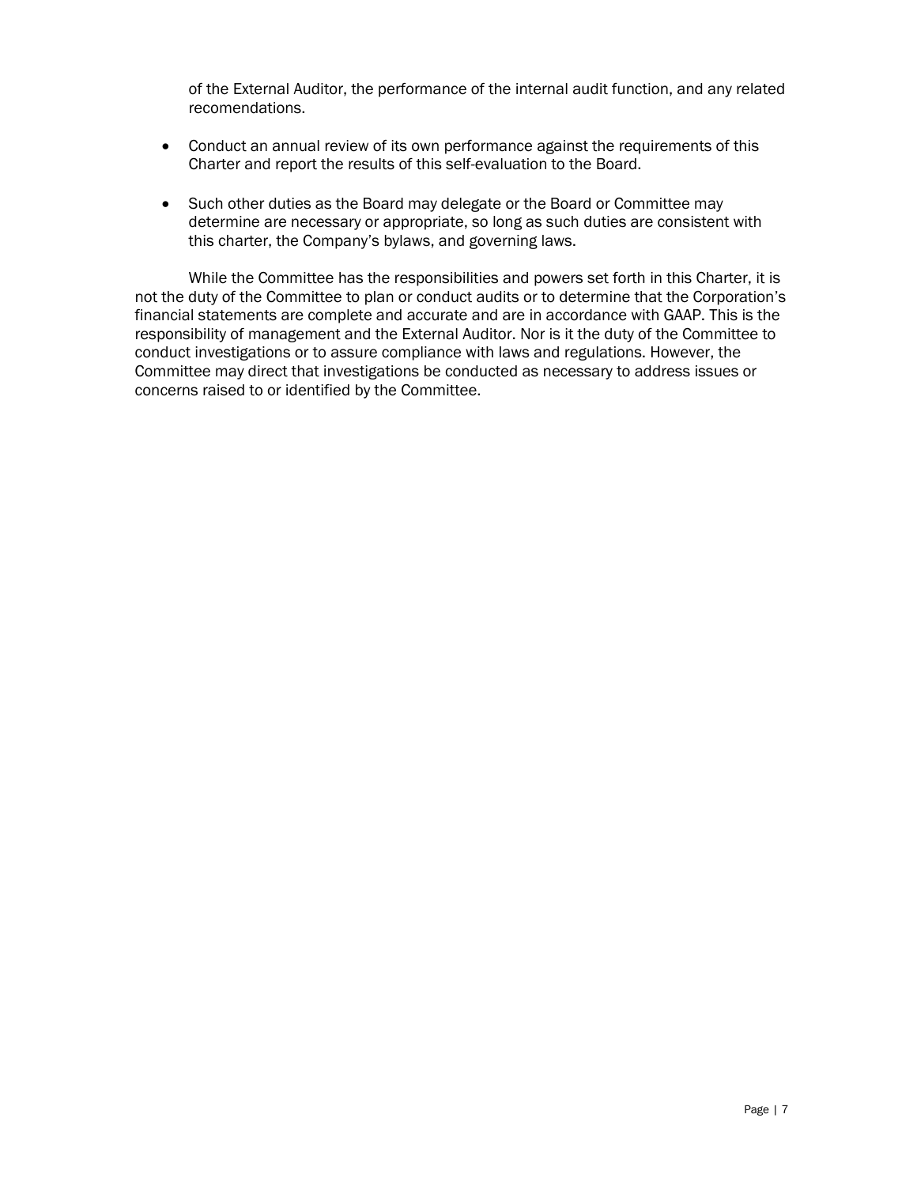of the External Auditor, the performance of the internal audit function, and any related recomendations.

- Conduct an annual review of its own performance against the requirements of this Charter and report the results of this self-evaluation to the Board.

- Such other duties as the Board may delegate or the Board or Committee may determine are necessary or appropriate, so long as such duties are consistent with this charter, the Company's bylaws, and governing laws.

While the Committee has the responsibilities and powers set forth in this Charter, it is not the duty of the Committee to plan or conduct audits or to determine that the Corporation's financial statements are complete and accurate and are in accordance with GAAP. This is the responsibility of management and the External Auditor. Nor is it the duty of the Committee to conduct investigations or to assure compliance with laws and regulations. However, the Committee may direct that investigations be conducted as necessary to address issues or concerns raised to or identified by the Committee.